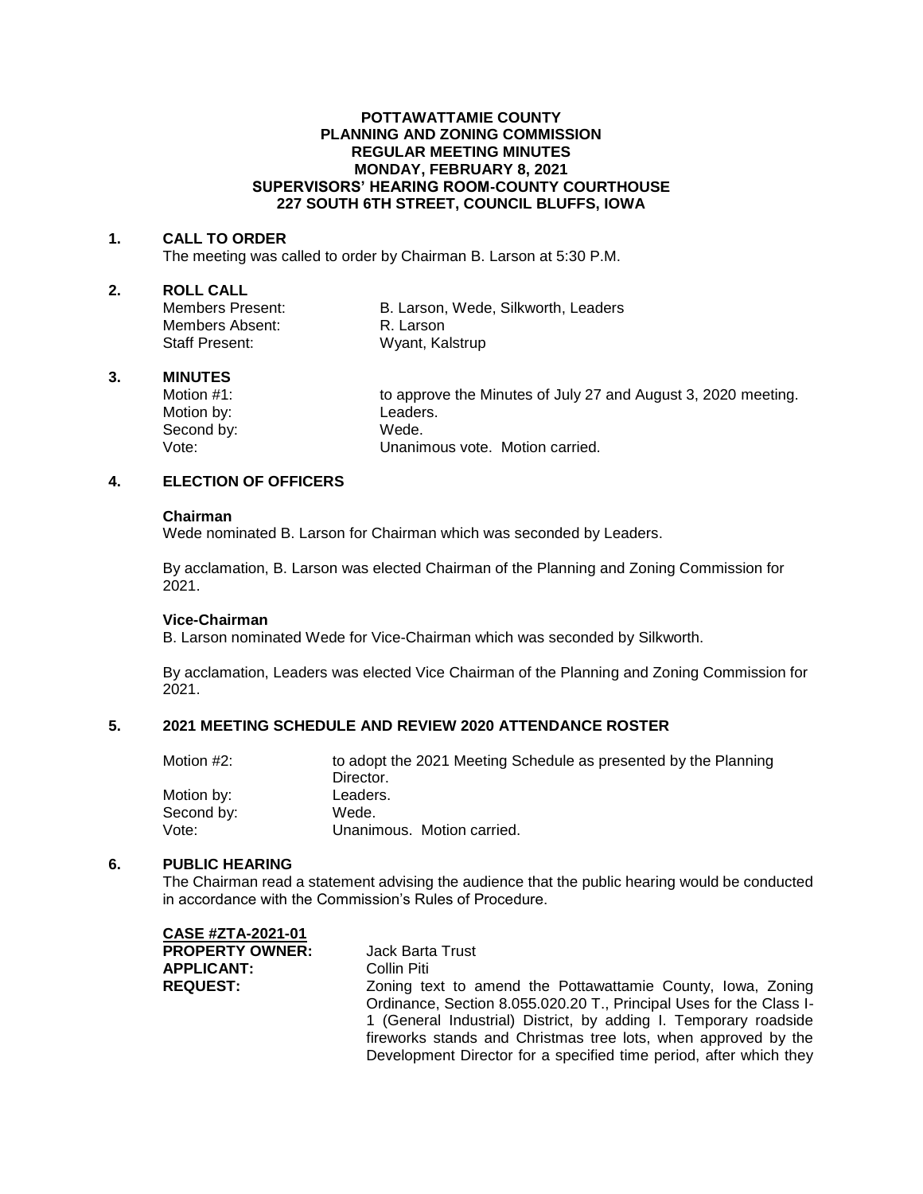# POTTAWATTAMIE COUNTY
# PLANNING AND ZONING COMMISSION
# REGULAR MEETING MINUTES
# MONDAY, FEBRUARY 8, 2021
# SUPERVISORS' HEARING ROOM-COUNTY COURTHOUSE
# 227 SOUTH 6TH STREET, COUNCIL BLUFFS, IOWA

## 1. CALL TO ORDER

The meeting was called to order by Chairman B. Larson at 5:30 P.M.

## 2. ROLL CALL

| | |
|---|---|
| Members Present: | B. Larson, Wede, Silkworth, Leaders |
| Members Absent: | R. Larson |
| Staff Present: | Wyant, Kalstrup |

## 3. MINUTES

| | |
|---|---|
| Motion #1: | to approve the Minutes of July 27 and August 3, 2020 meeting. |
| Motion by: | Leaders. |
| Second by: | Wede. |
| Vote: | Unanimous vote. Motion carried. |

## 4. ELECTION OF OFFICERS

**Chairman**

Wede nominated B. Larson for Chairman which was seconded by Leaders.

By acclamation, B. Larson was elected Chairman of the Planning and Zoning Commission for 2021.

**Vice-Chairman**

B. Larson nominated Wede for Vice-Chairman which was seconded by Silkworth.

By acclamation, Leaders was elected Vice Chairman of the Planning and Zoning Commission for 2021.

## 5. 2021 MEETING SCHEDULE AND REVIEW 2020 ATTENDANCE ROSTER

| | |
|---|---|
| Motion #2: | to adopt the 2021 Meeting Schedule as presented by the Planning Director. |
| Motion by: | Leaders. |
| Second by: | Wede. |
| Vote: | Unanimous. Motion carried. |

## 6. PUBLIC HEARING

The Chairman read a statement advising the audience that the public hearing would be conducted in accordance with the Commission's Rules of Procedure.

**CASE #ZTA-2021-01**

| | |
|---|---|
| **PROPERTY OWNER:** | Jack Barta Trust |
| **APPLICANT:** | Collin Piti |
| **REQUEST:** | Zoning text to amend the Pottawattamie County, Iowa, Zoning Ordinance, Section 8.055.020.20 T., Principal Uses for the Class I-1 (General Industrial) District, by adding I. Temporary roadside fireworks stands and Christmas tree lots, when approved by the Development Director for a specified time period, after which they |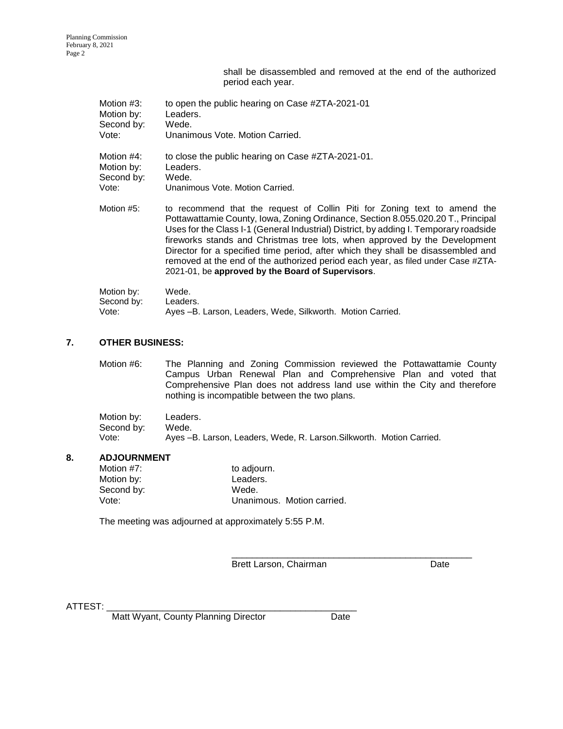shall be disassembled and removed at the end of the authorized period each year.

Motion #3: to open the public hearing on Case #ZTA-2021-01
Motion by: Leaders.
Second by: Wede.
Vote: Unanimous Vote. Motion Carried.

Motion #4: to close the public hearing on Case #ZTA-2021-01.
Motion by: Leaders.
Second by: Wede.
Vote: Unanimous Vote. Motion Carried.

Motion #5: to recommend that the request of Collin Piti for Zoning text to amend the Pottawattamie County, Iowa, Zoning Ordinance, Section 8.055.020.20 T., Principal Uses for the Class I-1 (General Industrial) District, by adding I. Temporary roadside fireworks stands and Christmas tree lots, when approved by the Development Director for a specified time period, after which they shall be disassembled and removed at the end of the authorized period each year, as filed under Case #ZTA-2021-01, be **approved by the Board of Supervisors**.

Motion by: Wede.
Second by: Leaders.
Vote: Ayes –B. Larson, Leaders, Wede, Silkworth. Motion Carried.

## 7. OTHER BUSINESS:

Motion #6: The Planning and Zoning Commission reviewed the Pottawattamie County Campus Urban Renewal Plan and Comprehensive Plan and voted that Comprehensive Plan does not address land use within the City and therefore nothing is incompatible between the two plans.

Motion by: Leaders.
Second by: Wede.
Vote: Ayes –B. Larson, Leaders, Wede, R. Larson.Silkworth. Motion Carried.

## 8. ADJOURNMENT

Motion #7: to adjourn.
Motion by: Leaders.
Second by: Wede.
Vote: Unanimous. Motion carried.

The meeting was adjourned at approximately 5:55 P.M.

\_\_\_\_\_\_\_\_\_\_\_\_\_\_\_\_\_\_\_\_\_\_\_\_\_\_\_\_\_\_\_\_\_\_\_\_\_\_\_\_\_\_\_\_
Brett Larson, Chairman Date

ATTEST: \_\_\_\_\_\_\_\_\_\_\_\_\_\_\_\_\_\_\_\_\_\_\_\_\_\_\_\_\_\_\_\_\_\_\_\_\_\_\_\_\_\_\_\_
Matt Wyant, County Planning Director Date